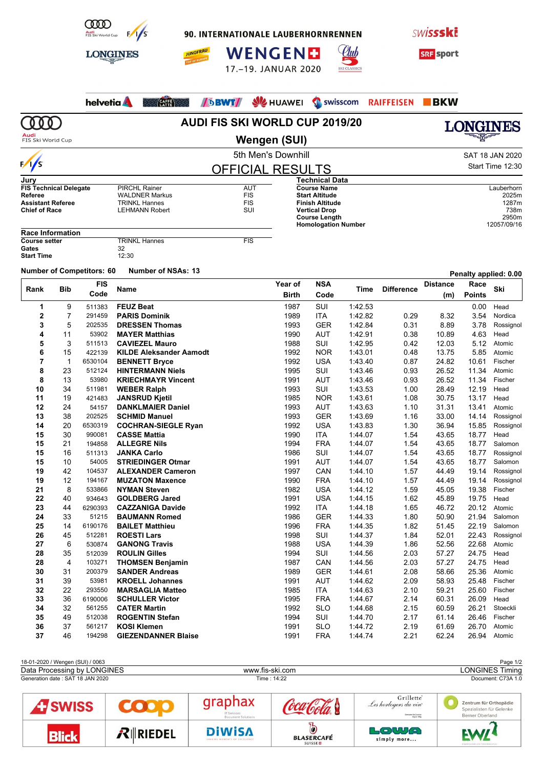# 90. INTERNATIONALE LAUBERHORNRENNEN

## WENGEN

17.–19. JANUAR 2020

# AUDI FIS SKI WORLD CUP 2019/20

## Wengen (SUI)

5th Men's Downhill

SAT 18 JAN 2020

Start Time 12:30

# OFFICIAL RESULTS

| Jury | | |
|---|---|---|
| **FIS Technical Delegate** | PIRCHL Rainer | AUT |
| **Referee** | WALDNER Markus | FIS |
| **Assistant Referee** | TRINKL Hannes | FIS |
| **Chief of Race** | LEHMANN Robert | SUI |

| Technical Data | |
|---|---|
| **Course Name** | Lauberhorn |
| **Start Altitude** | 2025m |
| **Finish Altitude** | 1287m |
| **Vertical Drop** | 738m |
| **Course Length** | 2950m |
| **Homologation Number** | 12057/09/16 |

| Race Information | | |
|---|---|---|
| **Course setter** | TRINKL Hannes | FIS |
| **Gates** | 32 | |
| **Start Time** | 12:30 | |

**Number of Competitors: 60** **Number of NSAs: 13** **Penalty applied: 0.00**

| Rank | Bib | FIS Code | Name | Year of Birth | NSA Code | Time | Difference | Distance (m) | Race Points | Ski |
|---|---|---|---|---|---|---|---|---|---|---|
| 1 | 9 | 511383 | **FEUZ Beat** | 1987 | SUI | 1:42.53 | | | 0.00 | Head |
| 2 | 7 | 291459 | **PARIS Dominik** | 1989 | ITA | 1:42.82 | 0.29 | 8.32 | 3.54 | Nordica |
| 3 | 5 | 202535 | **DRESSEN Thomas** | 1993 | GER | 1:42.84 | 0.31 | 8.89 | 3.78 | Rossignol |
| 4 | 11 | 53902 | **MAYER Matthias** | 1990 | AUT | 1:42.91 | 0.38 | 10.89 | 4.63 | Head |
| 5 | 3 | 511513 | **CAVIEZEL Mauro** | 1988 | SUI | 1:42.95 | 0.42 | 12.03 | 5.12 | Atomic |
| 6 | 15 | 422139 | **KILDE Aleksander Aamodt** | 1992 | NOR | 1:43.01 | 0.48 | 13.75 | 5.85 | Atomic |
| 7 | 1 | 6530104 | **BENNETT Bryce** | 1992 | USA | 1:43.40 | 0.87 | 24.82 | 10.61 | Fischer |
| 8 | 23 | 512124 | **HINTERMANN Niels** | 1995 | SUI | 1:43.46 | 0.93 | 26.52 | 11.34 | Atomic |
| 8 | 13 | 53980 | **KRIECHMAYR Vincent** | 1991 | AUT | 1:43.46 | 0.93 | 26.52 | 11.34 | Fischer |
| 10 | 34 | 511981 | **WEBER Ralph** | 1993 | SUI | 1:43.53 | 1.00 | 28.49 | 12.19 | Head |
| 11 | 19 | 421483 | **JANSRUD Kjetil** | 1985 | NOR | 1:43.61 | 1.08 | 30.75 | 13.17 | Head |
| 12 | 24 | 54157 | **DANKLMAIER Daniel** | 1993 | AUT | 1:43.63 | 1.10 | 31.31 | 13.41 | Atomic |
| 13 | 38 | 202525 | **SCHMID Manuel** | 1993 | GER | 1:43.69 | 1.16 | 33.00 | 14.14 | Rossignol |
| 14 | 20 | 6530319 | **COCHRAN-SIEGLE Ryan** | 1992 | USA | 1:43.83 | 1.30 | 36.94 | 15.85 | Rossignol |
| 15 | 30 | 990081 | **CASSE Mattia** | 1990 | ITA | 1:44.07 | 1.54 | 43.65 | 18.77 | Head |
| 15 | 21 | 194858 | **ALLEGRE Nils** | 1994 | FRA | 1:44.07 | 1.54 | 43.65 | 18.77 | Salomon |
| 15 | 16 | 511313 | **JANKA Carlo** | 1986 | SUI | 1:44.07 | 1.54 | 43.65 | 18.77 | Rossignol |
| 15 | 10 | 54005 | **STRIEDINGER Otmar** | 1991 | AUT | 1:44.07 | 1.54 | 43.65 | 18.77 | Salomon |
| 19 | 42 | 104537 | **ALEXANDER Cameron** | 1997 | CAN | 1:44.10 | 1.57 | 44.49 | 19.14 | Rossignol |
| 19 | 12 | 194167 | **MUZATON Maxence** | 1990 | FRA | 1:44.10 | 1.57 | 44.49 | 19.14 | Rossignol |
| 21 | 8 | 533866 | **NYMAN Steven** | 1982 | USA | 1:44.12 | 1.59 | 45.05 | 19.38 | Fischer |
| 22 | 40 | 934643 | **GOLDBERG Jared** | 1991 | USA | 1:44.15 | 1.62 | 45.89 | 19.75 | Head |
| 23 | 44 | 6290393 | **CAZZANIGA Davide** | 1992 | ITA | 1:44.18 | 1.65 | 46.72 | 20.12 | Atomic |
| 24 | 33 | 51215 | **BAUMANN Romed** | 1986 | GER | 1:44.33 | 1.80 | 50.90 | 21.94 | Salomon |
| 25 | 14 | 6190176 | **BAILET Matthieu** | 1996 | FRA | 1:44.35 | 1.82 | 51.45 | 22.19 | Salomon |
| 26 | 45 | 512281 | **ROESTI Lars** | 1998 | SUI | 1:44.37 | 1.84 | 52.01 | 22.43 | Rossignol |
| 27 | 6 | 530874 | **GANONG Travis** | 1988 | USA | 1:44.39 | 1.86 | 52.56 | 22.68 | Atomic |
| 28 | 35 | 512039 | **ROULIN Gilles** | 1994 | SUI | 1:44.56 | 2.03 | 57.27 | 24.75 | Head |
| 28 | 4 | 103271 | **THOMSEN Benjamin** | 1987 | CAN | 1:44.56 | 2.03 | 57.27 | 24.75 | Head |
| 30 | 31 | 200379 | **SANDER Andreas** | 1989 | GER | 1:44.61 | 2.08 | 58.66 | 25.36 | Atomic |
| 31 | 39 | 53981 | **KROELL Johannes** | 1991 | AUT | 1:44.62 | 2.09 | 58.93 | 25.48 | Fischer |
| 32 | 22 | 293550 | **MARSAGLIA Matteo** | 1985 | ITA | 1:44.63 | 2.10 | 59.21 | 25.60 | Fischer |
| 33 | 36 | 6190006 | **SCHULLER Victor** | 1995 | FRA | 1:44.67 | 2.14 | 60.31 | 26.09 | Head |
| 34 | 32 | 561255 | **CATER Martin** | 1992 | SLO | 1:44.68 | 2.15 | 60.59 | 26.21 | Stoeckli |
| 35 | 49 | 512038 | **ROGENTIN Stefan** | 1994 | SUI | 1:44.70 | 2.17 | 61.14 | 26.46 | Fischer |
| 36 | 37 | 561217 | **KOSI Klemen** | 1991 | SLO | 1:44.72 | 2.19 | 61.69 | 26.70 | Atomic |
| 37 | 46 | 194298 | **GIEZENDANNER Blaise** | 1991 | FRA | 1:44.74 | 2.21 | 62.24 | 26.94 | Atomic |

18-01-2020 / Wengen (SUI) / 0063

Data Processing by LONGINES — www.fis-ski.com — LONGINES Timing

Generation date : SAT 18 JAN 2020 — Time : 14:22 — Document: C73A 1.0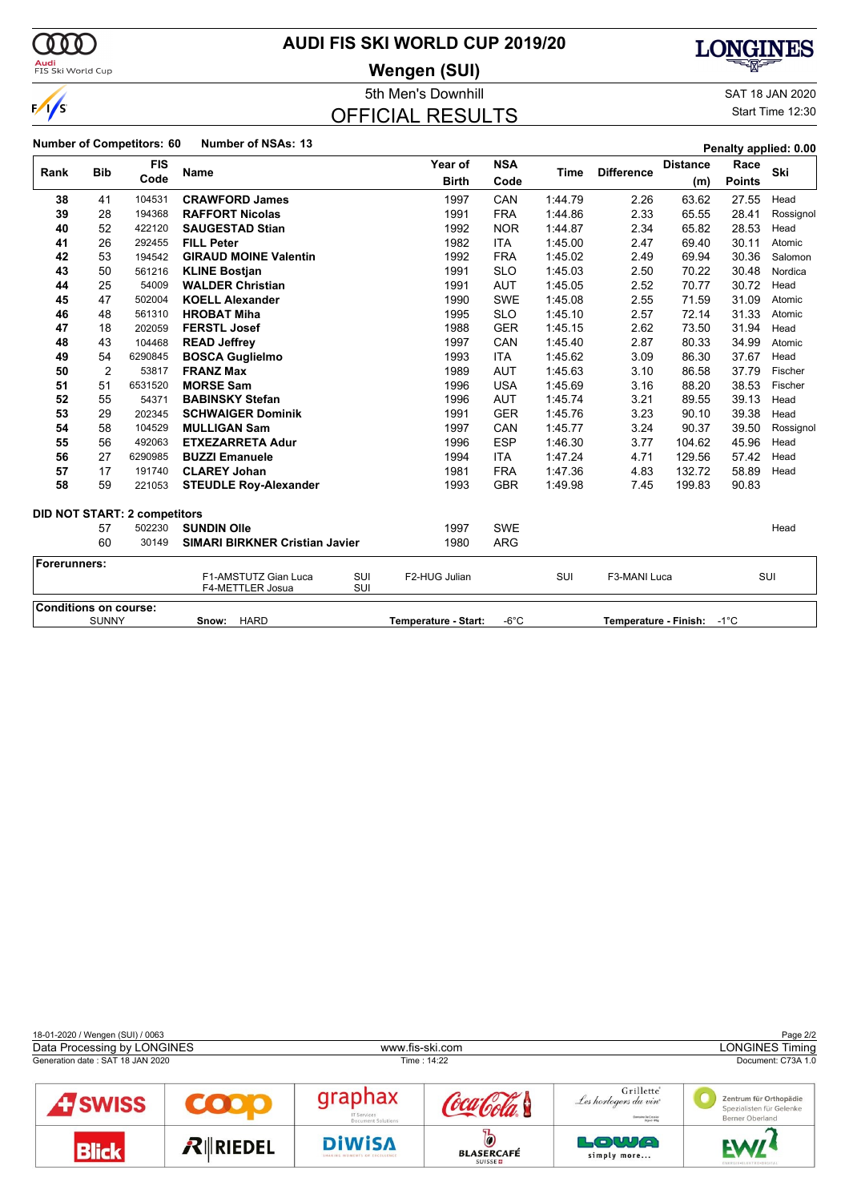# AUDI FIS SKI WORLD CUP 2019/20

## Wengen (SUI)

5th Men's Downhill

SAT 18 JAN 2020

## OFFICIAL RESULTS

Start Time 12:30

**Number of Competitors: 60** **Number of NSAs: 13** **Penalty applied: 0.00**

| Rank | Bib | FIS Code | Name | Year of Birth | NSA Code | Time | Difference | Distance (m) | Race Points | Ski |
|---|---|---|---|---|---|---|---|---|---|---|
| 38 | 41 | 104531 | **CRAWFORD James** | 1997 | CAN | 1:44.79 | 2.26 | 63.62 | 27.55 | Head |
| 39 | 28 | 194368 | **RAFFORT Nicolas** | 1991 | FRA | 1:44.86 | 2.33 | 65.55 | 28.41 | Rossignol |
| 40 | 52 | 422120 | **SAUGESTAD Stian** | 1992 | NOR | 1:44.87 | 2.34 | 65.82 | 28.53 | Head |
| 41 | 26 | 292455 | **FILL Peter** | 1982 | ITA | 1:45.00 | 2.47 | 69.40 | 30.11 | Atomic |
| 42 | 53 | 194542 | **GIRAUD MOINE Valentin** | 1992 | FRA | 1:45.02 | 2.49 | 69.94 | 30.36 | Salomon |
| 43 | 50 | 561216 | **KLINE Bostjan** | 1991 | SLO | 1:45.03 | 2.50 | 70.22 | 30.48 | Nordica |
| 44 | 25 | 54009 | **WALDER Christian** | 1991 | AUT | 1:45.05 | 2.52 | 70.77 | 30.72 | Head |
| 45 | 47 | 502004 | **KOELL Alexander** | 1990 | SWE | 1:45.08 | 2.55 | 71.59 | 31.09 | Atomic |
| 46 | 48 | 561310 | **HROBAT Miha** | 1995 | SLO | 1:45.10 | 2.57 | 72.14 | 31.33 | Atomic |
| 47 | 18 | 202059 | **FERSTL Josef** | 1988 | GER | 1:45.15 | 2.62 | 73.50 | 31.94 | Head |
| 48 | 43 | 104468 | **READ Jeffrey** | 1997 | CAN | 1:45.40 | 2.87 | 80.33 | 34.99 | Atomic |
| 49 | 54 | 6290845 | **BOSCA Guglielmo** | 1993 | ITA | 1:45.62 | 3.09 | 86.30 | 37.67 | Head |
| 50 | 2 | 53817 | **FRANZ Max** | 1989 | AUT | 1:45.63 | 3.10 | 86.58 | 37.79 | Fischer |
| 51 | 51 | 6531520 | **MORSE Sam** | 1996 | USA | 1:45.69 | 3.16 | 88.20 | 38.53 | Fischer |
| 52 | 55 | 54371 | **BABINSKY Stefan** | 1996 | AUT | 1:45.74 | 3.21 | 89.55 | 39.13 | Head |
| 53 | 29 | 202345 | **SCHWAIGER Dominik** | 1991 | GER | 1:45.76 | 3.23 | 90.10 | 39.38 | Head |
| 54 | 58 | 104529 | **MULLIGAN Sam** | 1997 | CAN | 1:45.77 | 3.24 | 90.37 | 39.50 | Rossignol |
| 55 | 56 | 492063 | **ETXEZARRETA Adur** | 1996 | ESP | 1:46.30 | 3.77 | 104.62 | 45.96 | Head |
| 56 | 27 | 6290985 | **BUZZI Emanuele** | 1994 | ITA | 1:47.24 | 4.71 | 129.56 | 57.42 | Head |
| 57 | 17 | 191740 | **CLAREY Johan** | 1981 | FRA | 1:47.36 | 4.83 | 132.72 | 58.89 | Head |
| 58 | 59 | 221053 | **STEUDLE Roy-Alexander** | 1993 | GBR | 1:49.98 | 7.45 | 199.83 | 90.83 | |

**DID NOT START: 2 competitors**

| Rank | Bib | FIS Code | Name | Year of Birth | NSA Code | Time | Difference | Distance (m) | Race Points | Ski |
|---|---|---|---|---|---|---|---|---|---|---|
| | 57 | 502230 | **SUNDIN Olle** | 1997 | SWE | | | | | Head |
| | 60 | 30149 | **SIMARI BIRKNER Cristian Javier** | 1980 | ARG | | | | | |

**Forerunners:**

F1-AMSTUTZ Gian Luca SUI
F4-METTLER Josua SUI
F2-HUG Julian SUI
F3-MANI Luca SUI

**Conditions on course:**

SUNNY — **Snow:** HARD — **Temperature - Start:** -6°C — **Temperature - Finish:** -1°C

18-01-2020 / Wengen (SUI) / 0063

Data Processing by LONGINES — www.fis-ski.com — LONGINES Timing

Generation date : SAT 18 JAN 2020 — Time : 14:22 — Document: C73A 1.0